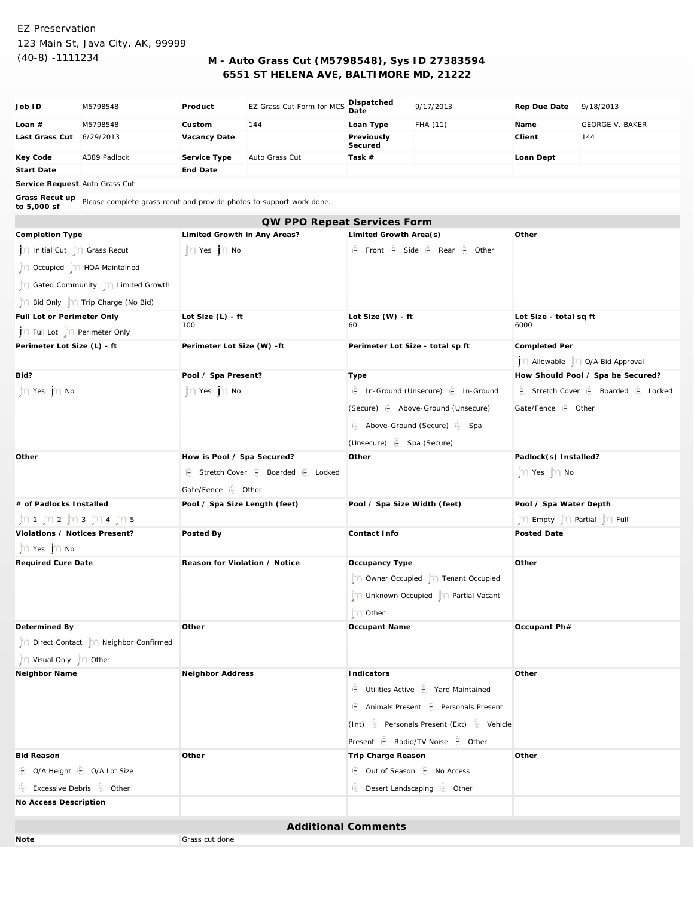EZ Preservation
123 Main St, Java City, AK, 99999
(40-8) -1111234

# M - Auto Grass Cut (M5798548), Sys ID 27383594
## 6551 ST HELENA AVE, BALTIMORE MD, 21222

| | | | | | | | |
|---|---|---|---|---|---|---|---|
| **Job ID** | M5798548 | **Product** | EZ Grass Cut Form for MCS | **Dispatched Date** | 9/17/2013 | **Rep Due Date** | 9/18/2013 |
| **Loan #** | M5798548 | **Custom** | 144 | **Loan Type** | FHA (11) | **Name** | GEORGE V. BAKER |
| **Last Grass Cut** | 6/29/2013 | **Vacancy Date** | | **Previously Secured** | | **Client** | 144 |
| **Key Code** | A389 Padlock | **Service Type** | Auto Grass Cut | **Task #** | | **Loan Dept** | |
| **Start Date** | | **End Date** | | | | | |

**Service Request** Auto Grass Cut

**Grass Recut up to 5,000 sf** Please complete grass recut and provide photos to support work done.

## QW PPO Repeat Services Form

| | | | |
|---|---|---|---|
| **Completion Type**<br>(•) Initial Cut ( ) Grass Recut<br>( ) Occupied ( ) HOA Maintained<br>( ) Gated Community ( ) Limited Growth<br>( ) Bid Only ( ) Trip Charge (No Bid) | **Limited Growth in Any Areas?**<br>( ) Yes (•) No | **Limited Growth Area(s)**<br>[ ] Front [ ] Side [ ] Rear [ ] Other | **Other** |
| **Full Lot or Perimeter Only**<br>(•) Full Lot ( ) Perimeter Only | **Lot Size (L) - ft**<br>100 | **Lot Size (W) - ft**<br>60 | **Lot Size - total sq ft**<br>6000 |
| **Perimeter Lot Size (L) - ft** | **Perimeter Lot Size (W) -ft** | **Perimeter Lot Size - total sp ft** | **Completed Per**<br>(•) Allowable ( ) O/A Bid Approval |
| **Bid?**<br>( ) Yes (•) No | **Pool / Spa Present?**<br>( ) Yes (•) No | **Type**<br>[ ] In-Ground (Unsecure) [ ] In-Ground (Secure) [ ] Above-Ground (Unsecure) [ ] Above-Ground (Secure) [ ] Spa (Unsecure) [ ] Spa (Secure) | **How Should Pool / Spa be Secured?**<br>[ ] Stretch Cover [ ] Boarded [ ] Locked Gate/Fence [ ] Other |
| **Other** | **How is Pool / Spa Secured?**<br>[ ] Stretch Cover [ ] Boarded [ ] Locked Gate/Fence [ ] Other | **Other** | **Padlock(s) Installed?**<br>( ) Yes ( ) No |
| **# of Padlocks Installed**<br>( ) 1 ( ) 2 ( ) 3 ( ) 4 ( ) 5 | **Pool / Spa Size Length (feet)** | **Pool / Spa Size Width (feet)** | **Pool / Spa Water Depth**<br>( ) Empty ( ) Partial ( ) Full |
| **Violations / Notices Present?**<br>( ) Yes (•) No | **Posted By** | **Contact Info** | **Posted Date** |
| **Required Cure Date** | **Reason for Violation / Notice** | **Occupancy Type**<br>( ) Owner Occupied ( ) Tenant Occupied<br>( ) Unknown Occupied ( ) Partial Vacant<br>( ) Other | **Other** |
| **Determined By**<br>( ) Direct Contact ( ) Neighbor Confirmed<br>( ) Visual Only ( ) Other | **Other** | **Occupant Name** | **Occupant Ph#** |
| **Neighbor Name** | **Neighbor Address** | **Indicators**<br>[ ] Utilities Active [ ] Yard Maintained<br>[ ] Animals Present [ ] Personals Present (Int) [ ] Personals Present (Ext) [ ] Vehicle Present [ ] Radio/TV Noise [ ] Other | **Other** |
| **Bid Reason**<br>[ ] O/A Height [ ] O/A Lot Size<br>[ ] Excessive Debris [ ] Other | **Other** | **Trip Charge Reason**<br>[ ] Out of Season [ ] No Access<br>[ ] Desert Landscaping [ ] Other | **Other** |
| **No Access Description** | | | |

## Additional Comments

| | |
|---|---|
| **Note** | Grass cut done |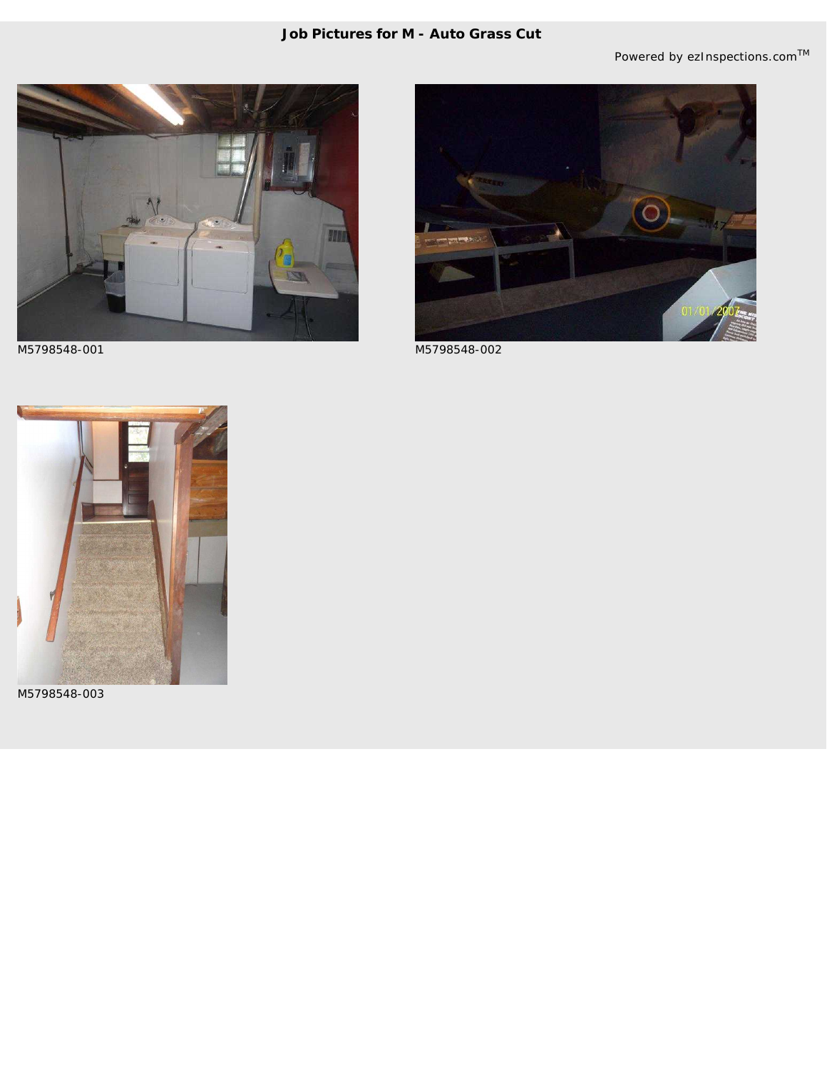**Job Pictures for M - Auto Grass Cut**

Powered by ezInspections.com™

M5798548-001

M5798548-002

M5798548-003